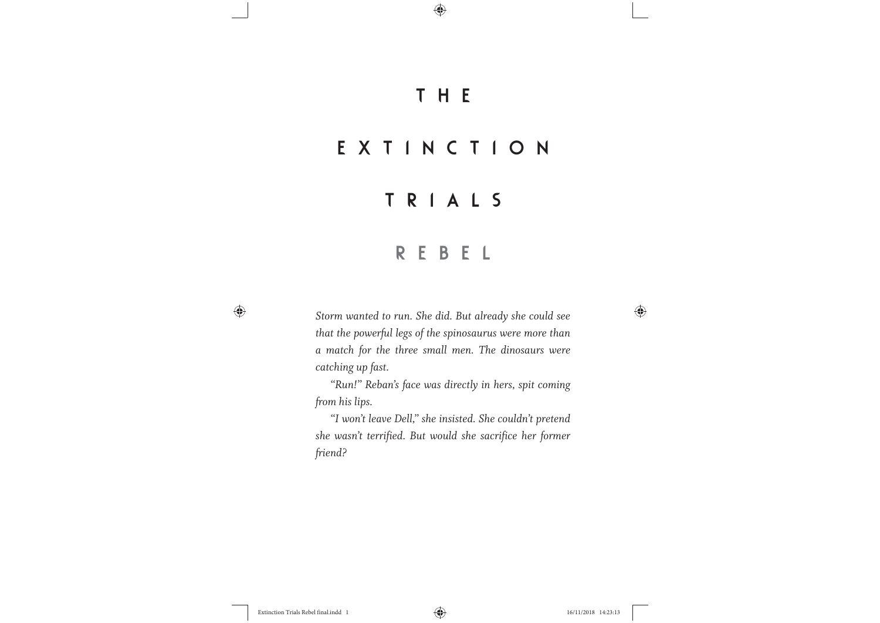# THE EXTINCTION TRIALS

## REBEL

*Storm wanted to run. She did. But already she could see that the powerful legs of the spinosaurus were more than a match for the three small men. The dinosaurs were catching up fast.*

*"Run!" Reban's face was directly in hers, spit coming from his lips.*

*"I won't leave Dell," she insisted. She couldn't pretend she wasn't terrified. But would she sacrifice her former friend?*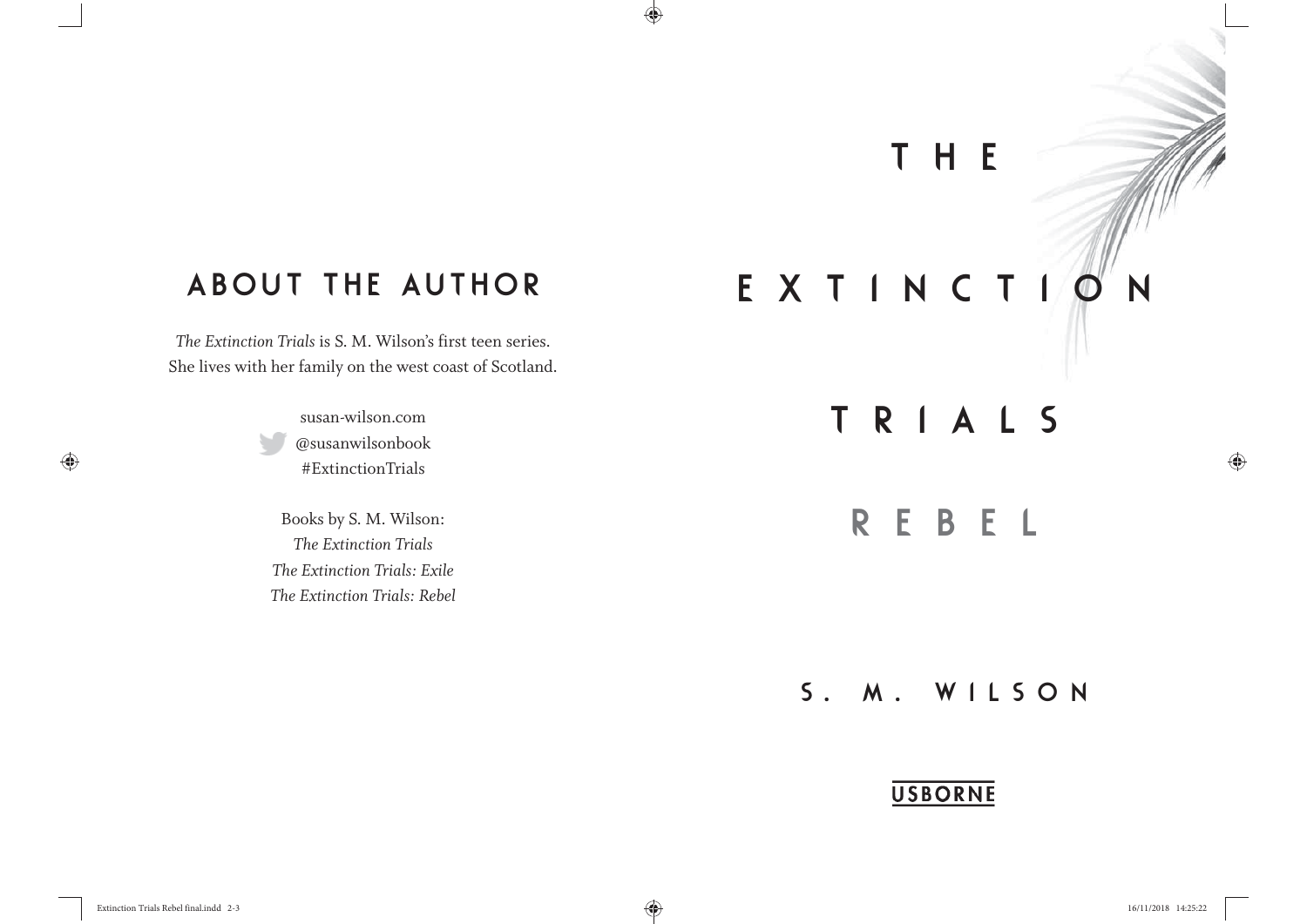# ABOUT THE AUTHOR

*The Extinction Trials* is S. M. Wilson's first teen series.
She lives with her family on the west coast of Scotland.

susan-wilson.com
@susanwilsonbook
#ExtinctionTrials

Books by S. M. Wilson:
*The Extinction Trials*
*The Extinction Trials: Exile*
*The Extinction Trials: Rebel*

# THE EXTINCTION TRIALS

## REBEL

S. M. WILSON

USBORNE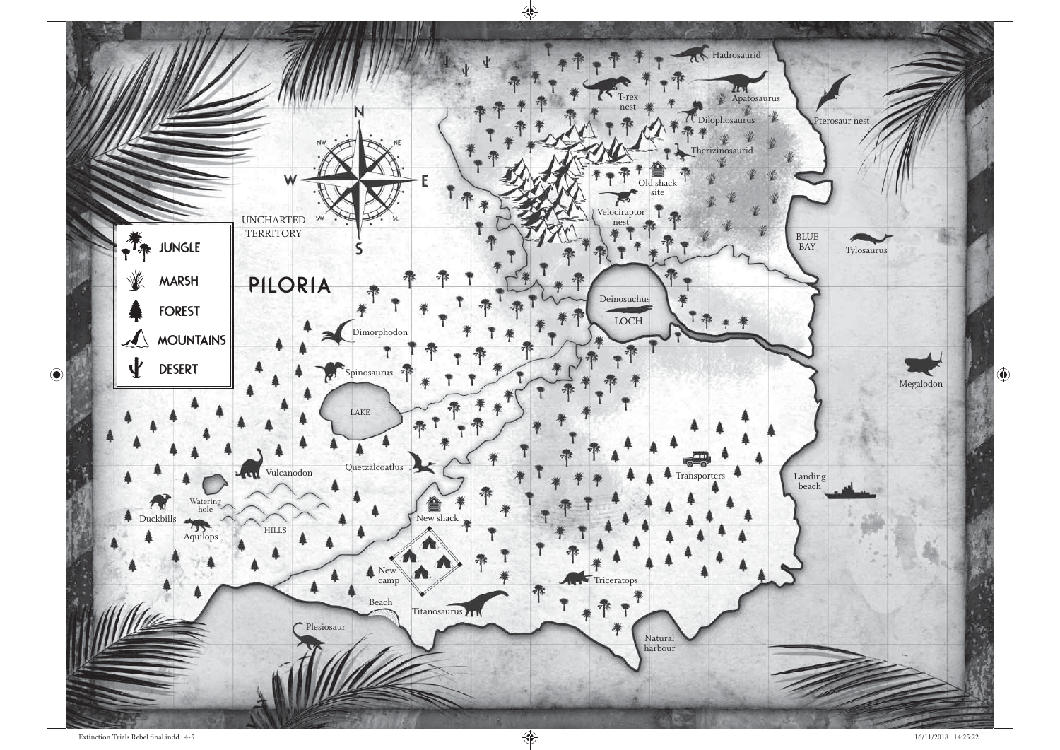# PILORIA

- JUNGLE
- MARSH
- FOREST
- MOUNTAINS
- DESERT

N
NE
E
SE
S
SW
W
NW

UNCHARTED TERRITORY

Hadrosaurid
T-rex nest
Apatosaurus
Dilophosaurus
Therizinosaurid
Pterosaur nest
Old shack site
Velociraptor nest
BLUE BAY
Tylosaurus
Deinosuchus
LOCH
Dimorphodon
Spinosaurus
LAKE
Megalodon
Vulcanodon
Quetzalcoatlus
Transporters
Landing beach
Watering hole
Duckbills
Aquilops
HILLS
New shack
New camp
Triceratops
Beach
Titanosaurus
Plesiosaur
Natural harbour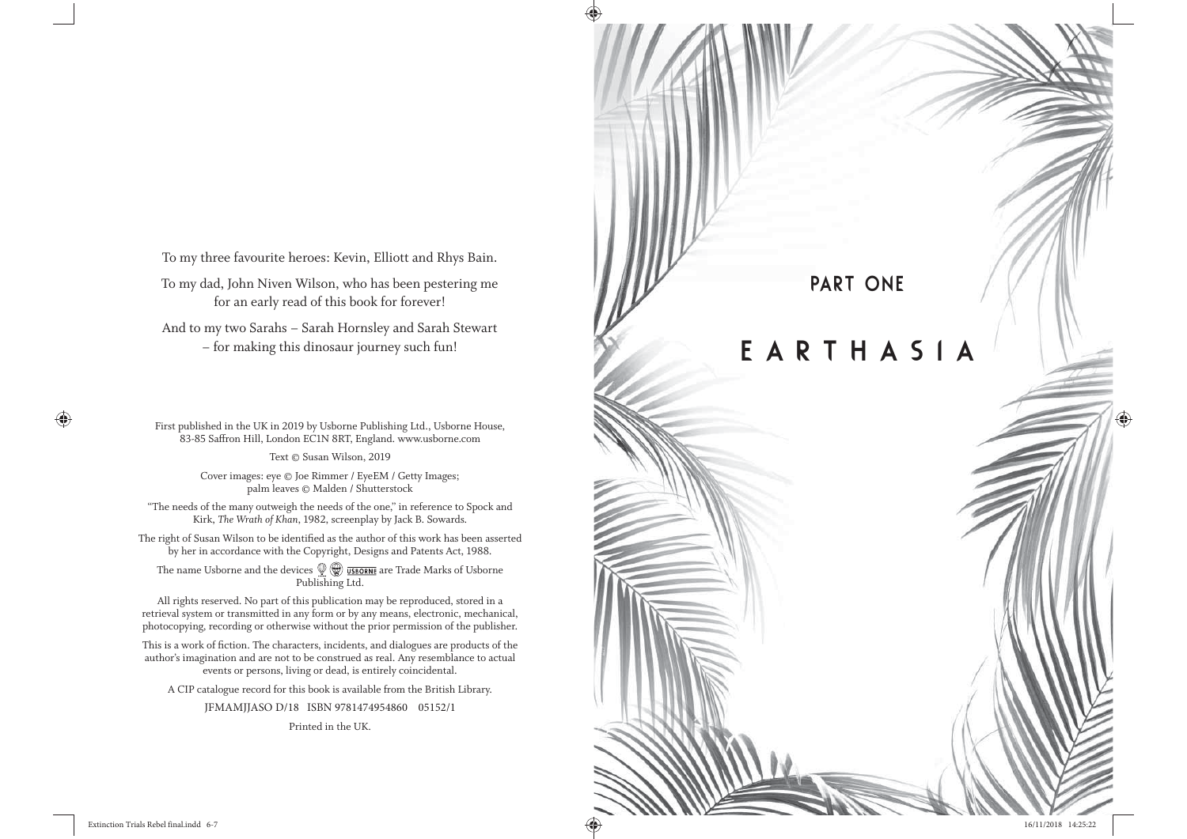To my three favourite heroes: Kevin, Elliott and Rhys Bain.

To my dad, John Niven Wilson, who has been pestering me for an early read of this book for forever!

And to my two Sarahs – Sarah Hornsley and Sarah Stewart – for making this dinosaur journey such fun!

First published in the UK in 2019 by Usborne Publishing Ltd., Usborne House, 83-85 Saffron Hill, London EC1N 8RT, England. www.usborne.com

Text © Susan Wilson, 2019

Cover images: eye © Joe Rimmer / EyeEM / Getty Images; palm leaves © Malden / Shutterstock

"The needs of the many outweigh the needs of the one," in reference to Spock and Kirk, *The Wrath of Khan*, 1982, screenplay by Jack B. Sowards.

The right of Susan Wilson to be identified as the author of this work has been asserted by her in accordance with the Copyright, Designs and Patents Act, 1988.

The name Usborne and the devices are Trade Marks of Usborne Publishing Ltd.

All rights reserved. No part of this publication may be reproduced, stored in a retrieval system or transmitted in any form or by any means, electronic, mechanical, photocopying, recording or otherwise without the prior permission of the publisher.

This is a work of fiction. The characters, incidents, and dialogues are products of the author's imagination and are not to be construed as real. Any resemblance to actual events or persons, living or dead, is entirely coincidental.

A CIP catalogue record for this book is available from the British Library.

JFMAMJJASO D/18 ISBN 9781474954860 05152/1

Printed in the UK.

# PART ONE

# EARTHASIA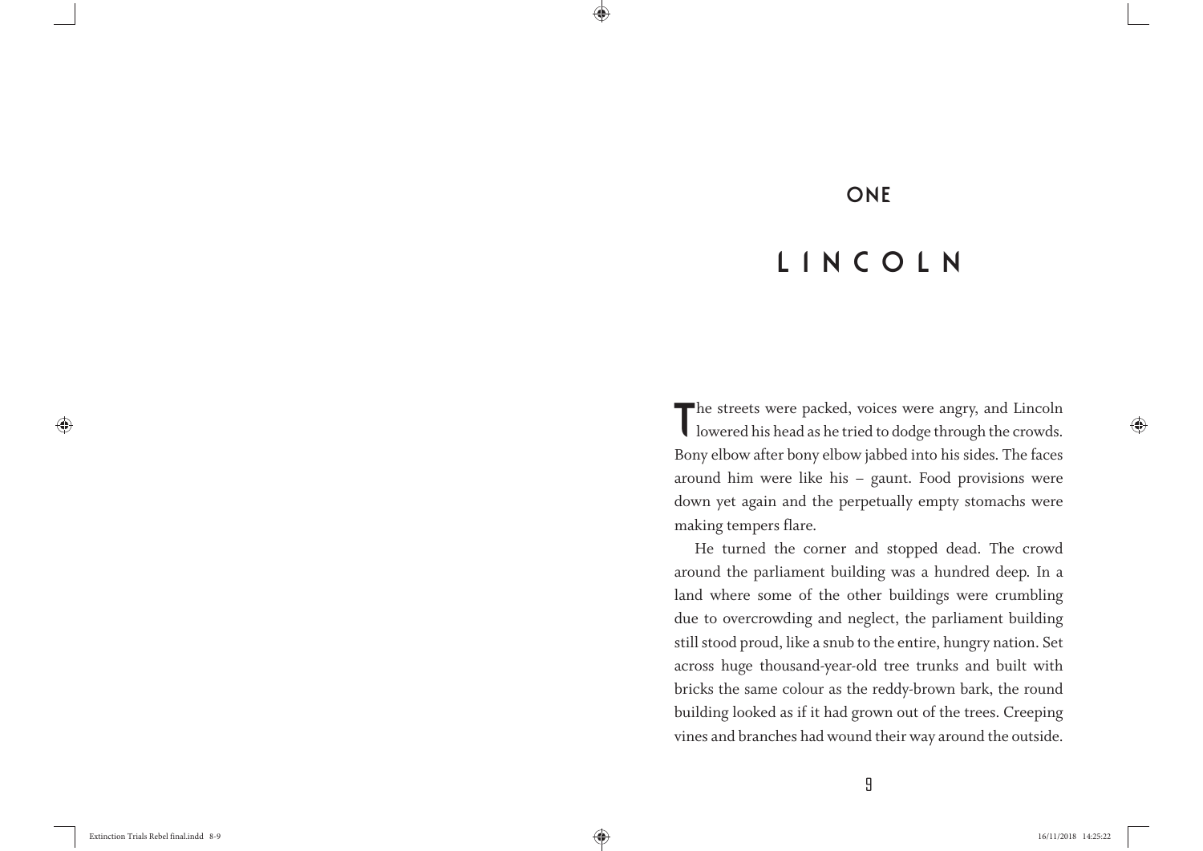# ONE

## LINCOLN

The streets were packed, voices were angry, and Lincoln lowered his head as he tried to dodge through the crowds. Bony elbow after bony elbow jabbed into his sides. The faces around him were like his – gaunt. Food provisions were down yet again and the perpetually empty stomachs were making tempers flare.

He turned the corner and stopped dead. The crowd around the parliament building was a hundred deep. In a land where some of the other buildings were crumbling due to overcrowding and neglect, the parliament building still stood proud, like a snub to the entire, hungry nation. Set across huge thousand-year-old tree trunks and built with bricks the same colour as the reddy-brown bark, the round building looked as if it had grown out of the trees. Creeping vines and branches had wound their way around the outside.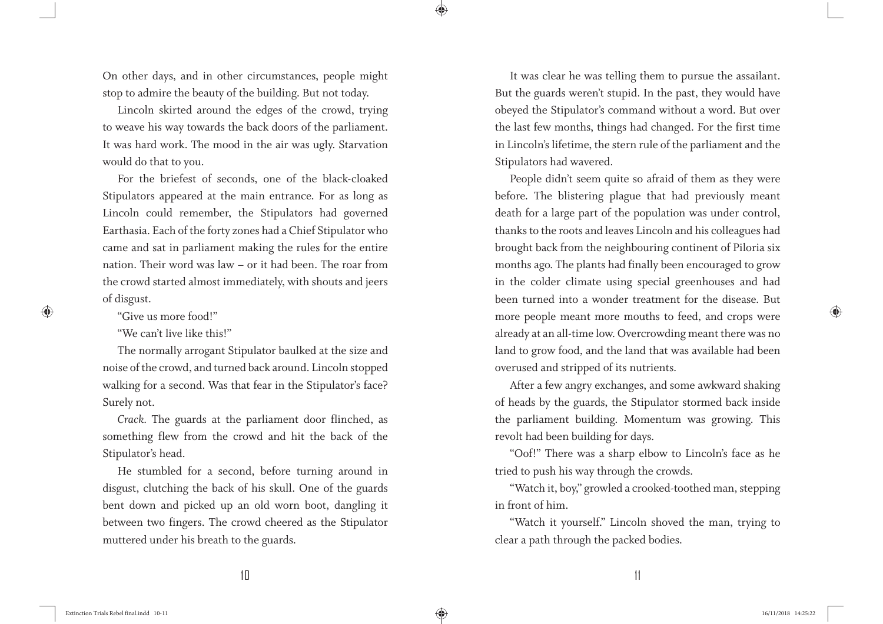On other days, and in other circumstances, people might stop to admire the beauty of the building. But not today.

Lincoln skirted around the edges of the crowd, trying to weave his way towards the back doors of the parliament. It was hard work. The mood in the air was ugly. Starvation would do that to you.

For the briefest of seconds, one of the black-cloaked Stipulators appeared at the main entrance. For as long as Lincoln could remember, the Stipulators had governed Earthasia. Each of the forty zones had a Chief Stipulator who came and sat in parliament making the rules for the entire nation. Their word was law – or it had been. The roar from the crowd started almost immediately, with shouts and jeers of disgust.

"Give us more food!"

"We can't live like this!"

The normally arrogant Stipulator baulked at the size and noise of the crowd, and turned back around. Lincoln stopped walking for a second. Was that fear in the Stipulator's face? Surely not.

*Crack.* The guards at the parliament door flinched, as something flew from the crowd and hit the back of the Stipulator's head.

He stumbled for a second, before turning around in disgust, clutching the back of his skull. One of the guards bent down and picked up an old worn boot, dangling it between two fingers. The crowd cheered as the Stipulator muttered under his breath to the guards.

It was clear he was telling them to pursue the assailant. But the guards weren't stupid. In the past, they would have obeyed the Stipulator's command without a word. But over the last few months, things had changed. For the first time in Lincoln's lifetime, the stern rule of the parliament and the Stipulators had wavered.

People didn't seem quite so afraid of them as they were before. The blistering plague that had previously meant death for a large part of the population was under control, thanks to the roots and leaves Lincoln and his colleagues had brought back from the neighbouring continent of Piloria six months ago. The plants had finally been encouraged to grow in the colder climate using special greenhouses and had been turned into a wonder treatment for the disease. But more people meant more mouths to feed, and crops were already at an all-time low. Overcrowding meant there was no land to grow food, and the land that was available had been overused and stripped of its nutrients.

After a few angry exchanges, and some awkward shaking of heads by the guards, the Stipulator stormed back inside the parliament building. Momentum was growing. This revolt had been building for days.

"Oof!" There was a sharp elbow to Lincoln's face as he tried to push his way through the crowds.

"Watch it, boy," growled a crooked-toothed man, stepping in front of him.

"Watch it yourself." Lincoln shoved the man, trying to clear a path through the packed bodies.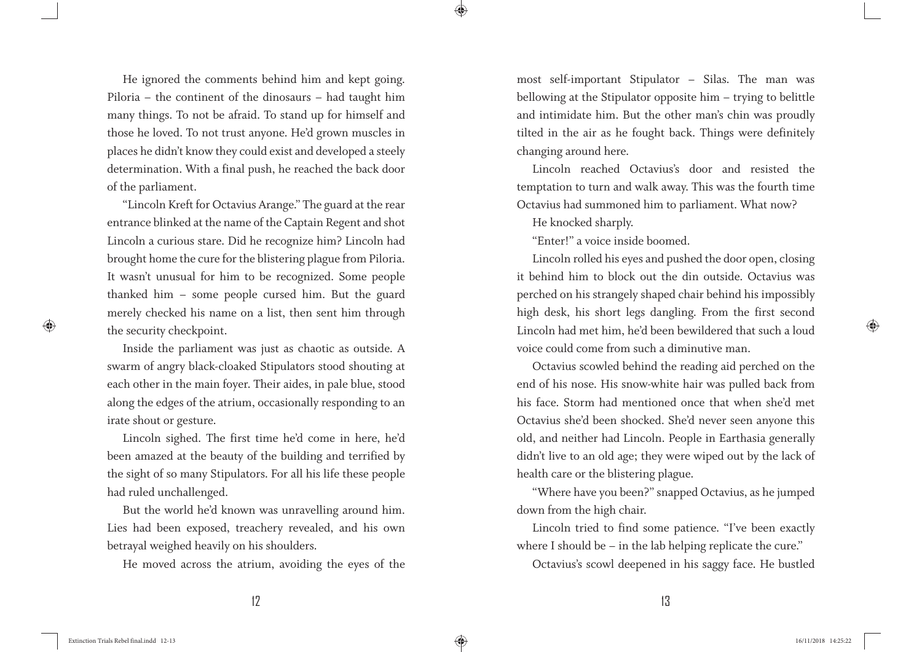He ignored the comments behind him and kept going. Piloria – the continent of the dinosaurs – had taught him many things. To not be afraid. To stand up for himself and those he loved. To not trust anyone. He'd grown muscles in places he didn't know they could exist and developed a steely determination. With a final push, he reached the back door of the parliament.

"Lincoln Kreft for Octavius Arange." The guard at the rear entrance blinked at the name of the Captain Regent and shot Lincoln a curious stare. Did he recognize him? Lincoln had brought home the cure for the blistering plague from Piloria. It wasn't unusual for him to be recognized. Some people thanked him – some people cursed him. But the guard merely checked his name on a list, then sent him through the security checkpoint.

Inside the parliament was just as chaotic as outside. A swarm of angry black-cloaked Stipulators stood shouting at each other in the main foyer. Their aides, in pale blue, stood along the edges of the atrium, occasionally responding to an irate shout or gesture.

Lincoln sighed. The first time he'd come in here, he'd been amazed at the beauty of the building and terrified by the sight of so many Stipulators. For all his life these people had ruled unchallenged.

But the world he'd known was unravelling around him. Lies had been exposed, treachery revealed, and his own betrayal weighed heavily on his shoulders.

He moved across the atrium, avoiding the eyes of the most self-important Stipulator – Silas. The man was bellowing at the Stipulator opposite him – trying to belittle and intimidate him. But the other man's chin was proudly tilted in the air as he fought back. Things were definitely changing around here.

Lincoln reached Octavius's door and resisted the temptation to turn and walk away. This was the fourth time Octavius had summoned him to parliament. What now?

He knocked sharply.

"Enter!" a voice inside boomed.

Lincoln rolled his eyes and pushed the door open, closing it behind him to block out the din outside. Octavius was perched on his strangely shaped chair behind his impossibly high desk, his short legs dangling. From the first second Lincoln had met him, he'd been bewildered that such a loud voice could come from such a diminutive man.

Octavius scowled behind the reading aid perched on the end of his nose. His snow-white hair was pulled back from his face. Storm had mentioned once that when she'd met Octavius she'd been shocked. She'd never seen anyone this old, and neither had Lincoln. People in Earthasia generally didn't live to an old age; they were wiped out by the lack of health care or the blistering plague.

"Where have you been?" snapped Octavius, as he jumped down from the high chair.

Lincoln tried to find some patience. "I've been exactly where I should be – in the lab helping replicate the cure."

Octavius's scowl deepened in his saggy face. He bustled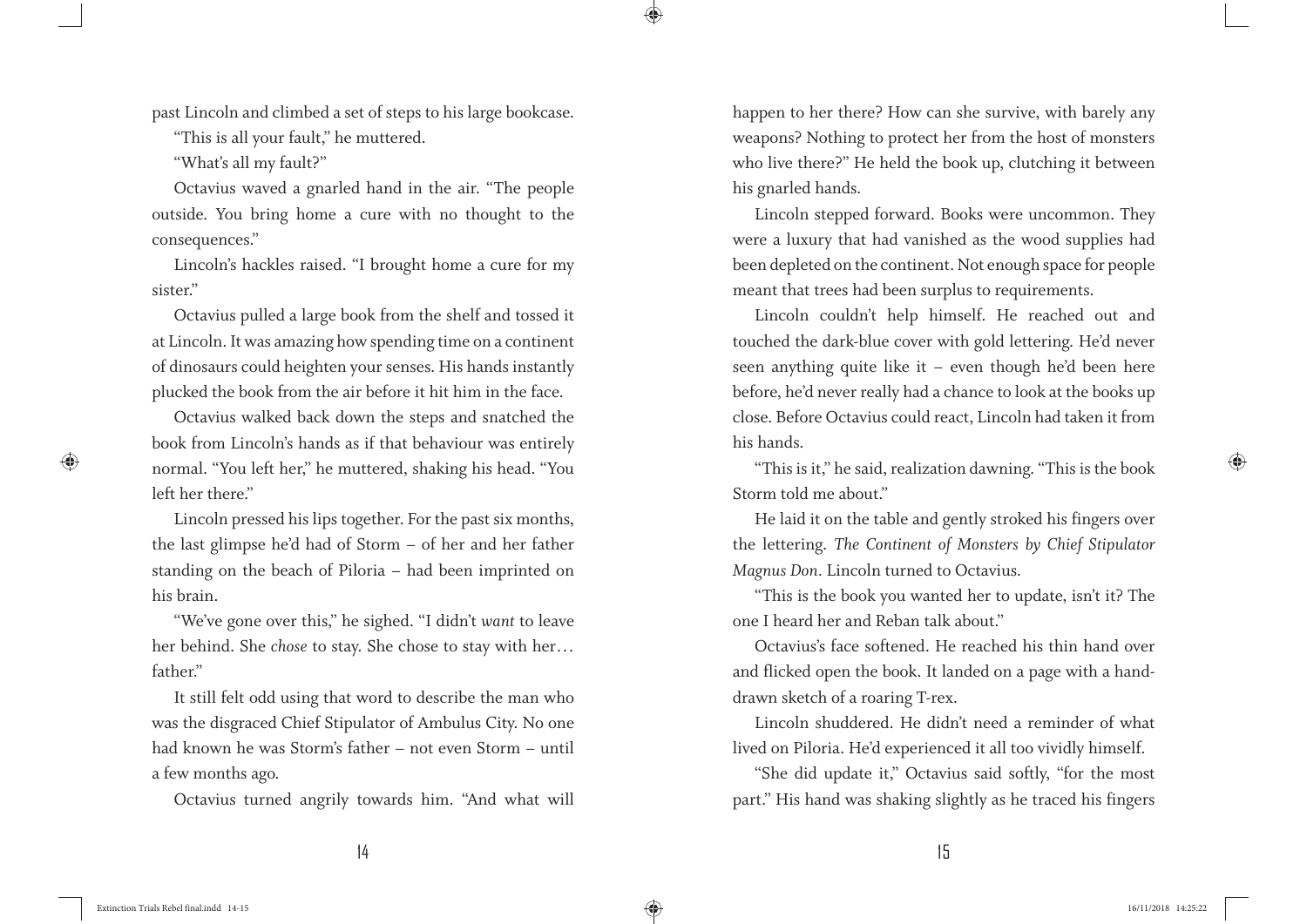past Lincoln and climbed a set of steps to his large bookcase.

"This is all your fault," he muttered.

"What's all my fault?"

Octavius waved a gnarled hand in the air. "The people outside. You bring home a cure with no thought to the consequences."

Lincoln's hackles raised. "I brought home a cure for my sister."

Octavius pulled a large book from the shelf and tossed it at Lincoln. It was amazing how spending time on a continent of dinosaurs could heighten your senses. His hands instantly plucked the book from the air before it hit him in the face.

Octavius walked back down the steps and snatched the book from Lincoln's hands as if that behaviour was entirely normal. "You left her," he muttered, shaking his head. "You left her there."

Lincoln pressed his lips together. For the past six months, the last glimpse he'd had of Storm – of her and her father standing on the beach of Piloria – had been imprinted on his brain.

"We've gone over this," he sighed. "I didn't *want* to leave her behind. She *chose* to stay. She chose to stay with her… father."

It still felt odd using that word to describe the man who was the disgraced Chief Stipulator of Ambulus City. No one had known he was Storm's father – not even Storm – until a few months ago.

Octavius turned angrily towards him. "And what will happen to her there? How can she survive, with barely any weapons? Nothing to protect her from the host of monsters who live there?" He held the book up, clutching it between his gnarled hands.

Lincoln stepped forward. Books were uncommon. They were a luxury that had vanished as the wood supplies had been depleted on the continent. Not enough space for people meant that trees had been surplus to requirements.

Lincoln couldn't help himself. He reached out and touched the dark-blue cover with gold lettering. He'd never seen anything quite like it – even though he'd been here before, he'd never really had a chance to look at the books up close. Before Octavius could react, Lincoln had taken it from his hands.

"This is it," he said, realization dawning. "This is the book Storm told me about."

He laid it on the table and gently stroked his fingers over the lettering. *The Continent of Monsters by Chief Stipulator Magnus Don*. Lincoln turned to Octavius.

"This is the book you wanted her to update, isn't it? The one I heard her and Reban talk about."

Octavius's face softened. He reached his thin hand over and flicked open the book. It landed on a page with a hand-drawn sketch of a roaring T-rex.

Lincoln shuddered. He didn't need a reminder of what lived on Piloria. He'd experienced it all too vividly himself.

"She did update it," Octavius said softly, "for the most part." His hand was shaking slightly as he traced his fingers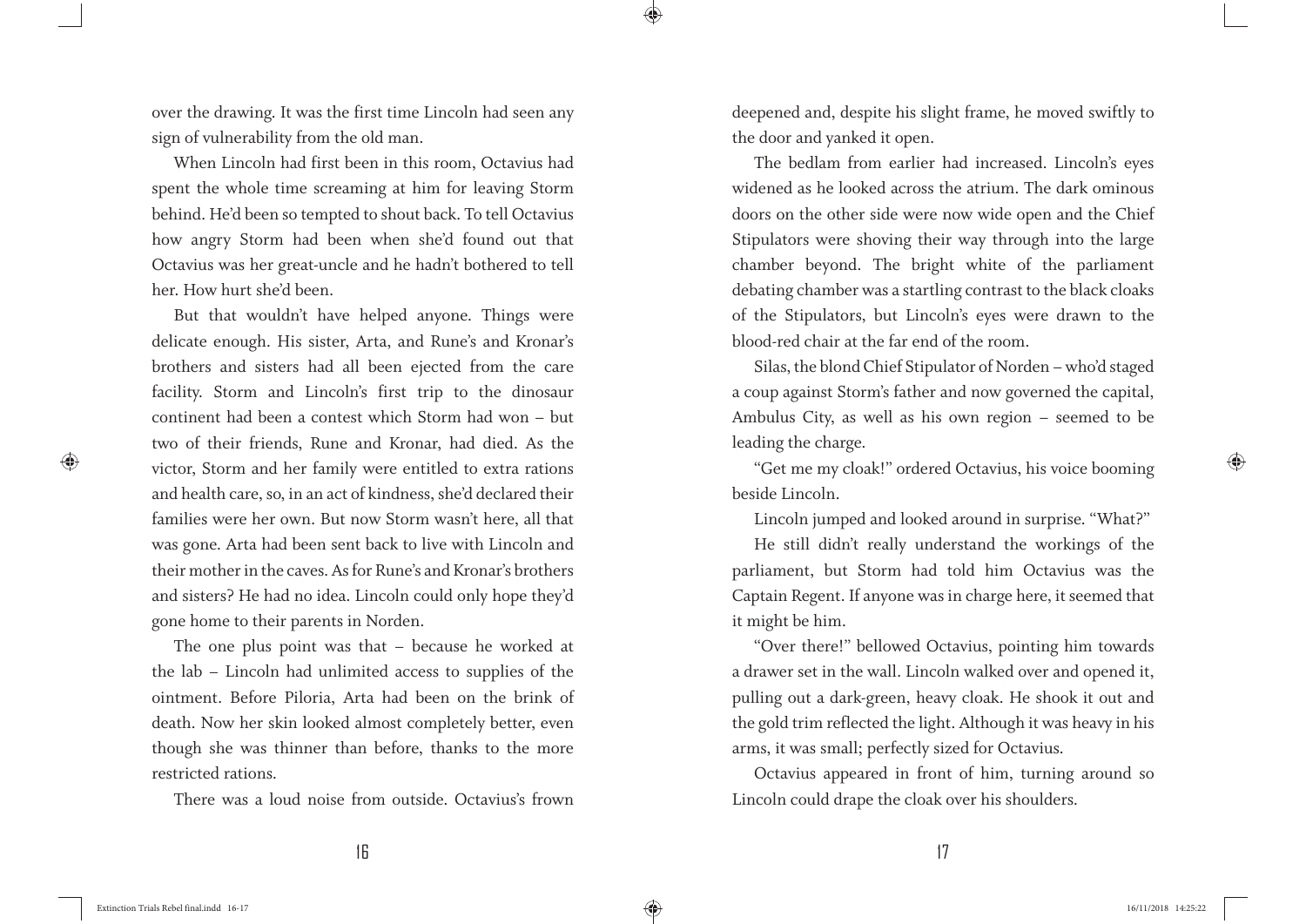over the drawing. It was the first time Lincoln had seen any sign of vulnerability from the old man.

When Lincoln had first been in this room, Octavius had spent the whole time screaming at him for leaving Storm behind. He'd been so tempted to shout back. To tell Octavius how angry Storm had been when she'd found out that Octavius was her great-uncle and he hadn't bothered to tell her. How hurt she'd been.

But that wouldn't have helped anyone. Things were delicate enough. His sister, Arta, and Rune's and Kronar's brothers and sisters had all been ejected from the care facility. Storm and Lincoln's first trip to the dinosaur continent had been a contest which Storm had won – but two of their friends, Rune and Kronar, had died. As the victor, Storm and her family were entitled to extra rations and health care, so, in an act of kindness, she'd declared their families were her own. But now Storm wasn't here, all that was gone. Arta had been sent back to live with Lincoln and their mother in the caves. As for Rune's and Kronar's brothers and sisters? He had no idea. Lincoln could only hope they'd gone home to their parents in Norden.

The one plus point was that – because he worked at the lab – Lincoln had unlimited access to supplies of the ointment. Before Piloria, Arta had been on the brink of death. Now her skin looked almost completely better, even though she was thinner than before, thanks to the more restricted rations.

There was a loud noise from outside. Octavius's frown deepened and, despite his slight frame, he moved swiftly to the door and yanked it open.

The bedlam from earlier had increased. Lincoln's eyes widened as he looked across the atrium. The dark ominous doors on the other side were now wide open and the Chief Stipulators were shoving their way through into the large chamber beyond. The bright white of the parliament debating chamber was a startling contrast to the black cloaks of the Stipulators, but Lincoln's eyes were drawn to the blood-red chair at the far end of the room.

Silas, the blond Chief Stipulator of Norden – who'd staged a coup against Storm's father and now governed the capital, Ambulus City, as well as his own region – seemed to be leading the charge.

"Get me my cloak!" ordered Octavius, his voice booming beside Lincoln.

Lincoln jumped and looked around in surprise. "What?"

He still didn't really understand the workings of the parliament, but Storm had told him Octavius was the Captain Regent. If anyone was in charge here, it seemed that it might be him.

"Over there!" bellowed Octavius, pointing him towards a drawer set in the wall. Lincoln walked over and opened it, pulling out a dark-green, heavy cloak. He shook it out and the gold trim reflected the light. Although it was heavy in his arms, it was small; perfectly sized for Octavius.

Octavius appeared in front of him, turning around so Lincoln could drape the cloak over his shoulders.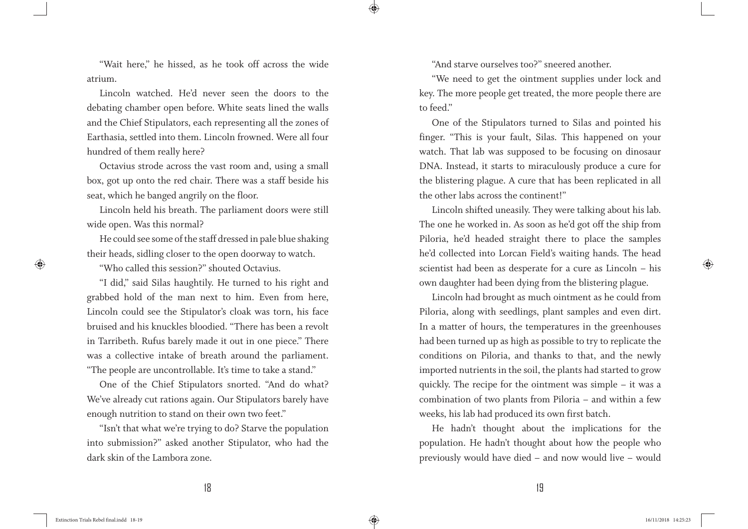"Wait here," he hissed, as he took off across the wide atrium.

Lincoln watched. He'd never seen the doors to the debating chamber open before. White seats lined the walls and the Chief Stipulators, each representing all the zones of Earthasia, settled into them. Lincoln frowned. Were all four hundred of them really here?

Octavius strode across the vast room and, using a small box, got up onto the red chair. There was a staff beside his seat, which he banged angrily on the floor.

Lincoln held his breath. The parliament doors were still wide open. Was this normal?

He could see some of the staff dressed in pale blue shaking their heads, sidling closer to the open doorway to watch.

"Who called this session?" shouted Octavius.

"I did," said Silas haughtily. He turned to his right and grabbed hold of the man next to him. Even from here, Lincoln could see the Stipulator's cloak was torn, his face bruised and his knuckles bloodied. "There has been a revolt in Tarribeth. Rufus barely made it out in one piece." There was a collective intake of breath around the parliament. "The people are uncontrollable. It's time to take a stand."

One of the Chief Stipulators snorted. "And do what? We've already cut rations again. Our Stipulators barely have enough nutrition to stand on their own two feet."

"Isn't that what we're trying to do? Starve the population into submission?" asked another Stipulator, who had the dark skin of the Lambora zone.

"And starve ourselves too?" sneered another.

"We need to get the ointment supplies under lock and key. The more people get treated, the more people there are to feed."

One of the Stipulators turned to Silas and pointed his finger. "This is your fault, Silas. This happened on your watch. That lab was supposed to be focusing on dinosaur DNA. Instead, it starts to miraculously produce a cure for the blistering plague. A cure that has been replicated in all the other labs across the continent!"

Lincoln shifted uneasily. They were talking about his lab. The one he worked in. As soon as he'd got off the ship from Piloria, he'd headed straight there to place the samples he'd collected into Lorcan Field's waiting hands. The head scientist had been as desperate for a cure as Lincoln – his own daughter had been dying from the blistering plague.

Lincoln had brought as much ointment as he could from Piloria, along with seedlings, plant samples and even dirt. In a matter of hours, the temperatures in the greenhouses had been turned up as high as possible to try to replicate the conditions on Piloria, and thanks to that, and the newly imported nutrients in the soil, the plants had started to grow quickly. The recipe for the ointment was simple – it was a combination of two plants from Piloria – and within a few weeks, his lab had produced its own first batch.

He hadn't thought about the implications for the population. He hadn't thought about how the people who previously would have died – and now would live – would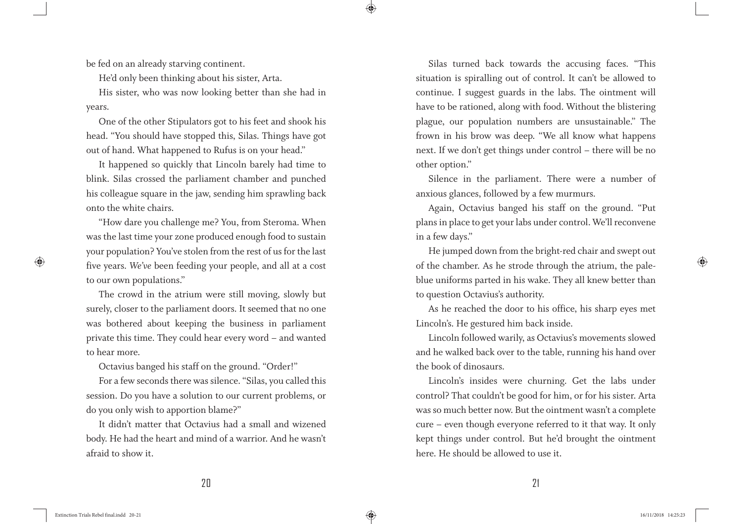be fed on an already starving continent.

He'd only been thinking about his sister, Arta.

His sister, who was now looking better than she had in years.

One of the other Stipulators got to his feet and shook his head. "You should have stopped this, Silas. Things have got out of hand. What happened to Rufus is on your head."

It happened so quickly that Lincoln barely had time to blink. Silas crossed the parliament chamber and punched his colleague square in the jaw, sending him sprawling back onto the white chairs.

"How dare you challenge me? You, from Steroma. When was the last time your zone produced enough food to sustain your population? You've stolen from the rest of us for the last five years. *We've* been feeding your people, and all at a cost to our own populations."

The crowd in the atrium were still moving, slowly but surely, closer to the parliament doors. It seemed that no one was bothered about keeping the business in parliament private this time. They could hear every word – and wanted to hear more.

Octavius banged his staff on the ground. "Order!"

For a few seconds there was silence. "Silas, you called this session. Do you have a solution to our current problems, or do you only wish to apportion blame?"

It didn't matter that Octavius had a small and wizened body. He had the heart and mind of a warrior. And he wasn't afraid to show it.

Silas turned back towards the accusing faces. "This situation is spiralling out of control. It can't be allowed to continue. I suggest guards in the labs. The ointment will have to be rationed, along with food. Without the blistering plague, our population numbers are unsustainable." The frown in his brow was deep. "We all know what happens next. If we don't get things under control – there will be no other option."

Silence in the parliament. There were a number of anxious glances, followed by a few murmurs.

Again, Octavius banged his staff on the ground. "Put plans in place to get your labs under control. We'll reconvene in a few days."

He jumped down from the bright-red chair and swept out of the chamber. As he strode through the atrium, the pale-blue uniforms parted in his wake. They all knew better than to question Octavius's authority.

As he reached the door to his office, his sharp eyes met Lincoln's. He gestured him back inside.

Lincoln followed warily, as Octavius's movements slowed and he walked back over to the table, running his hand over the book of dinosaurs.

Lincoln's insides were churning. Get the labs under control? That couldn't be good for him, or for his sister. Arta was so much better now. But the ointment wasn't a complete cure – even though everyone referred to it that way. It only kept things under control. But he'd brought the ointment here. He should be allowed to use it.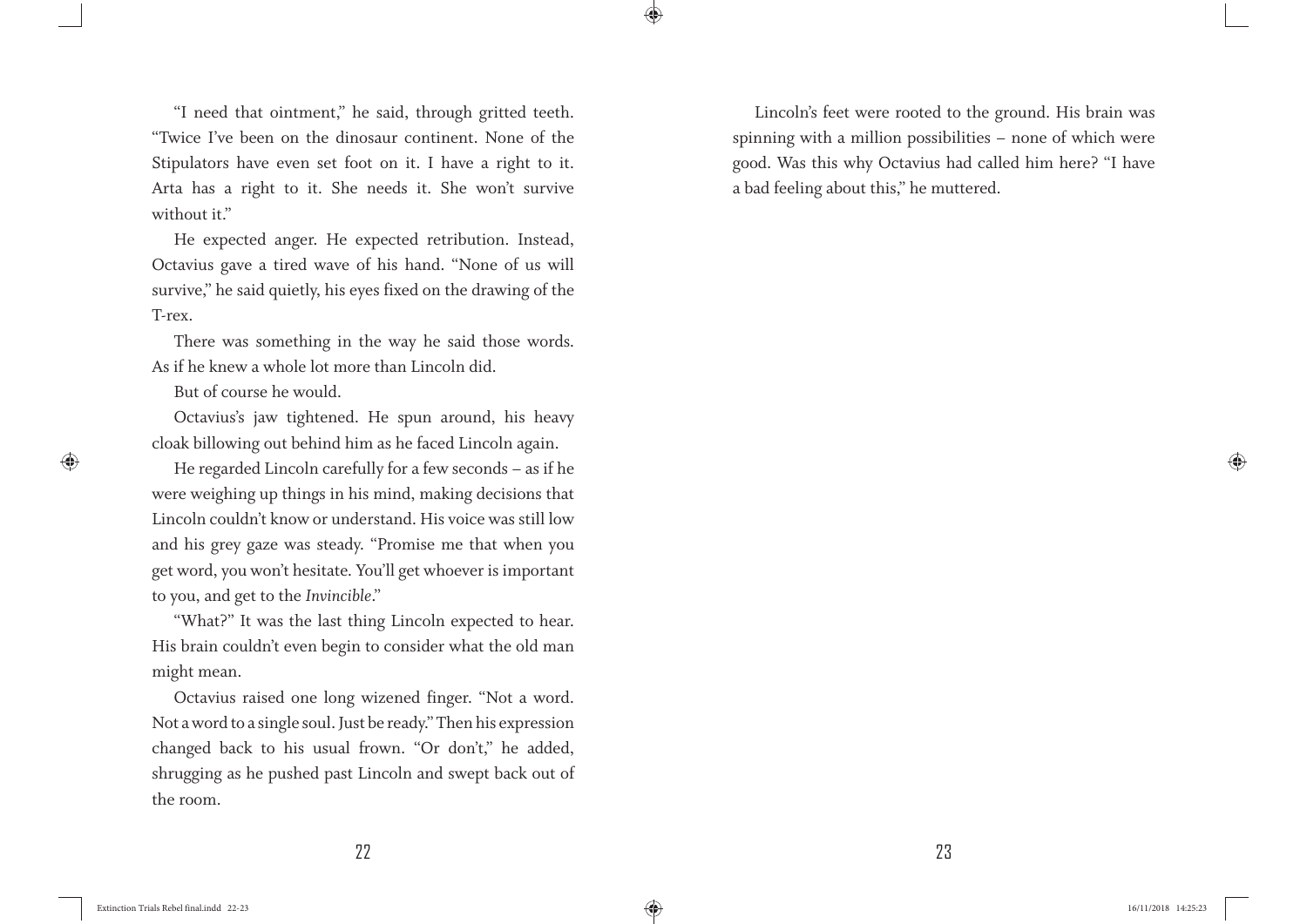"I need that ointment," he said, through gritted teeth. "Twice I've been on the dinosaur continent. None of the Stipulators have even set foot on it. I have a right to it. Arta has a right to it. She needs it. She won't survive without it."

He expected anger. He expected retribution. Instead, Octavius gave a tired wave of his hand. "None of us will survive," he said quietly, his eyes fixed on the drawing of the T-rex.

There was something in the way he said those words. As if he knew a whole lot more than Lincoln did.

But of course he would.

Octavius's jaw tightened. He spun around, his heavy cloak billowing out behind him as he faced Lincoln again.

He regarded Lincoln carefully for a few seconds – as if he were weighing up things in his mind, making decisions that Lincoln couldn't know or understand. His voice was still low and his grey gaze was steady. "Promise me that when you get word, you won't hesitate. You'll get whoever is important to you, and get to the *Invincible*."

"What?" It was the last thing Lincoln expected to hear. His brain couldn't even begin to consider what the old man might mean.

Octavius raised one long wizened finger. "Not a word. Not a word to a single soul. Just be ready." Then his expression changed back to his usual frown. "Or don't," he added, shrugging as he pushed past Lincoln and swept back out of the room.

Lincoln's feet were rooted to the ground. His brain was spinning with a million possibilities – none of which were good. Was this why Octavius had called him here? "I have a bad feeling about this," he muttered.